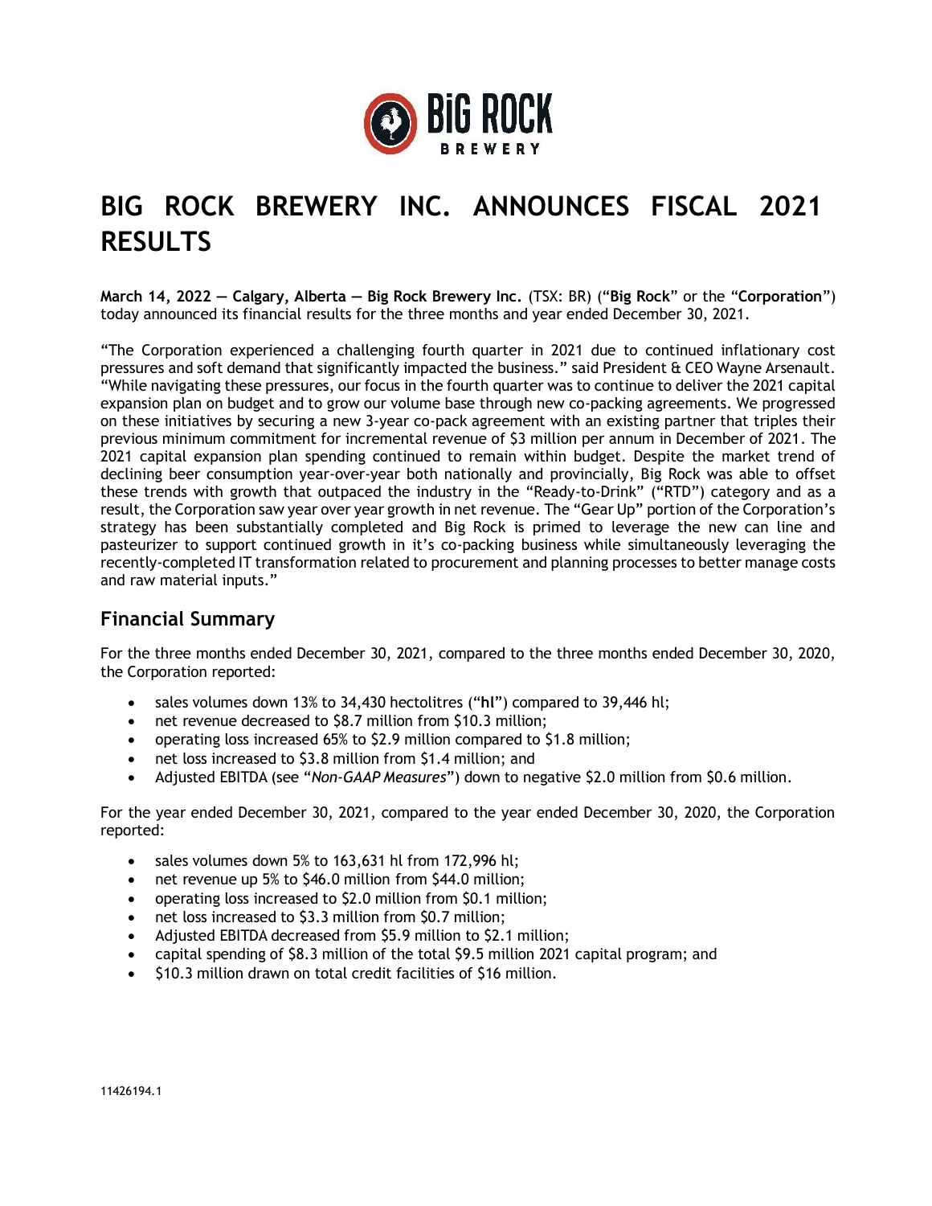# BIG ROCK BREWERY INC. ANNOUNCES FISCAL 2021 RESULTS

**March 14, 2022 — Calgary, Alberta — Big Rock Brewery Inc.** (TSX: BR) ("**Big Rock**" or the "**Corporation**") today announced its financial results for the three months and year ended December 30, 2021.

"The Corporation experienced a challenging fourth quarter in 2021 due to continued inflationary cost pressures and soft demand that significantly impacted the business." said President & CEO Wayne Arsenault. "While navigating these pressures, our focus in the fourth quarter was to continue to deliver the 2021 capital expansion plan on budget and to grow our volume base through new co-packing agreements. We progressed on these initiatives by securing a new 3-year co-pack agreement with an existing partner that triples their previous minimum commitment for incremental revenue of $3 million per annum in December of 2021. The 2021 capital expansion plan spending continued to remain within budget. Despite the market trend of declining beer consumption year-over-year both nationally and provincially, Big Rock was able to offset these trends with growth that outpaced the industry in the "Ready-to-Drink" ("RTD") category and as a result, the Corporation saw year over year growth in net revenue. The "Gear Up" portion of the Corporation's strategy has been substantially completed and Big Rock is primed to leverage the new can line and pasteurizer to support continued growth in it's co-packing business while simultaneously leveraging the recently-completed IT transformation related to procurement and planning processes to better manage costs and raw material inputs."

## Financial Summary

For the three months ended December 30, 2021, compared to the three months ended December 30, 2020, the Corporation reported:

- sales volumes down 13% to 34,430 hectolitres ("**hl**") compared to 39,446 hl;
- net revenue decreased to $8.7 million from $10.3 million;
- operating loss increased 65% to $2.9 million compared to $1.8 million;
- net loss increased to $3.8 million from $1.4 million; and
- Adjusted EBITDA (see "*Non-GAAP Measures*") down to negative $2.0 million from $0.6 million.

For the year ended December 30, 2021, compared to the year ended December 30, 2020, the Corporation reported:

- sales volumes down 5% to 163,631 hl from 172,996 hl;
- net revenue up 5% to $46.0 million from $44.0 million;
- operating loss increased to $2.0 million from $0.1 million;
- net loss increased to $3.3 million from $0.7 million;
- Adjusted EBITDA decreased from $5.9 million to $2.1 million;
- capital spending of $8.3 million of the total $9.5 million 2021 capital program; and
- $10.3 million drawn on total credit facilities of $16 million.

11426194.1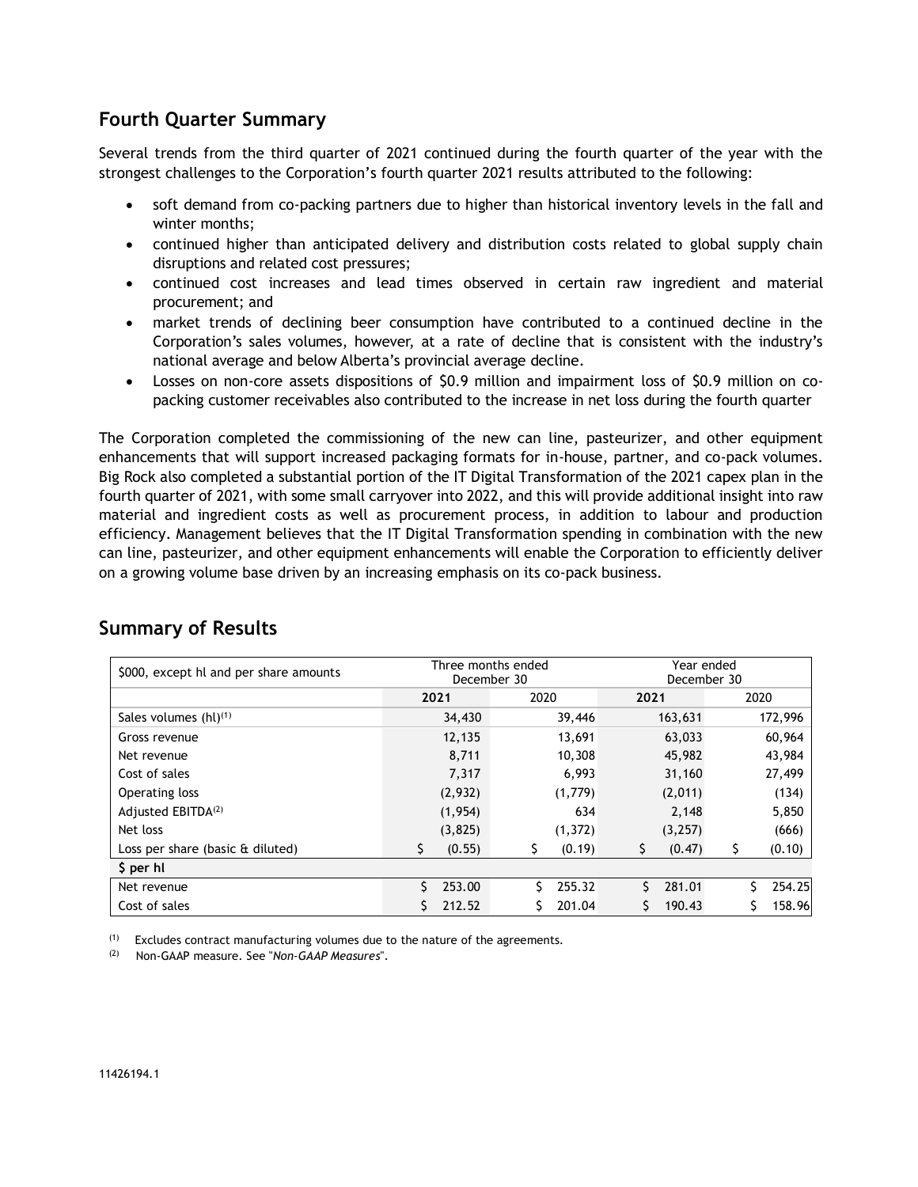## Fourth Quarter Summary

Several trends from the third quarter of 2021 continued during the fourth quarter of the year with the strongest challenges to the Corporation's fourth quarter 2021 results attributed to the following:

- soft demand from co-packing partners due to higher than historical inventory levels in the fall and winter months;
- continued higher than anticipated delivery and distribution costs related to global supply chain disruptions and related cost pressures;
- continued cost increases and lead times observed in certain raw ingredient and material procurement; and
- market trends of declining beer consumption have contributed to a continued decline in the Corporation's sales volumes, however, at a rate of decline that is consistent with the industry's national average and below Alberta's provincial average decline.
- Losses on non-core assets dispositions of $0.9 million and impairment loss of $0.9 million on co-packing customer receivables also contributed to the increase in net loss during the fourth quarter

The Corporation completed the commissioning of the new can line, pasteurizer, and other equipment enhancements that will support increased packaging formats for in-house, partner, and co-pack volumes. Big Rock also completed a substantial portion of the IT Digital Transformation of the 2021 capex plan in the fourth quarter of 2021, with some small carryover into 2022, and this will provide additional insight into raw material and ingredient costs as well as procurement process, in addition to labour and production efficiency. Management believes that the IT Digital Transformation spending in combination with the new can line, pasteurizer, and other equipment enhancements will enable the Corporation to efficiently deliver on a growing volume base driven by an increasing emphasis on its co-pack business.

## Summary of Results

| $000, except hl and per share amounts | Three months ended December 30 | | Year ended December 30 | |
|---|---|---|---|---|
| | **2021** | 2020 | **2021** | 2020 |
| Sales volumes (hl)[(1)] | 34,430 | 39,446 | 163,631 | 172,996 |
| Gross revenue | 12,135 | 13,691 | 63,033 | 60,964 |
| Net revenue | 8,711 | 10,308 | 45,982 | 43,984 |
| Cost of sales | 7,317 | 6,993 | 31,160 | 27,499 |
| Operating loss | (2,932) | (1,779) | (2,011) | (134) |
| Adjusted EBITDA[(2)] | (1,954) | 634 | 2,148 | 5,850 |
| Net loss | (3,825) | (1,372) | (3,257) | (666) |
| Loss per share (basic & diluted) | $ (0.55) | $ (0.19) | $ (0.47) | $ (0.10) |
| **$ per hl** | | | | |
| Net revenue | $ 253.00 | $ 255.32 | $ 281.01 | $ 254.25 |
| Cost of sales | $ 212.52 | $ 201.04 | $ 190.43 | $ 158.96 |

(1) Excludes contract manufacturing volumes due to the nature of the agreements.

(2) Non-GAAP measure. See "*Non-GAAP Measures*".

11426194.1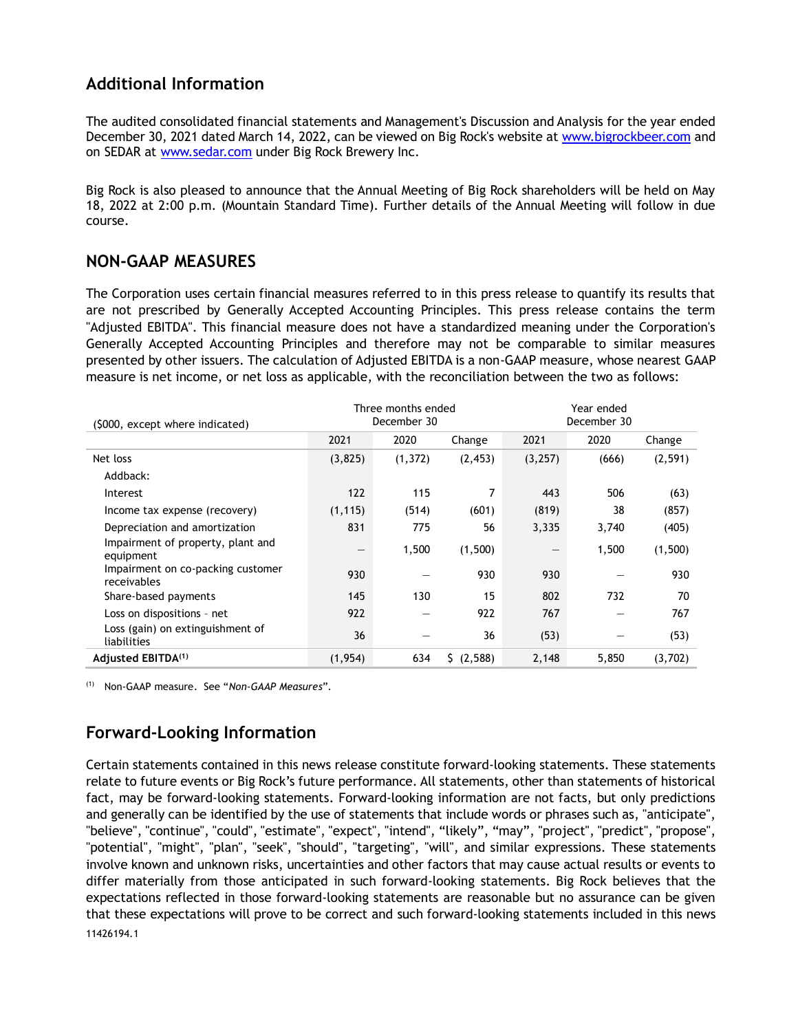## Additional Information

The audited consolidated financial statements and Management's Discussion and Analysis for the year ended December 30, 2021 dated March 14, 2022, can be viewed on Big Rock's website at www.bigrockbeer.com and on SEDAR at www.sedar.com under Big Rock Brewery Inc.

Big Rock is also pleased to announce that the Annual Meeting of Big Rock shareholders will be held on May 18, 2022 at 2:00 p.m. (Mountain Standard Time). Further details of the Annual Meeting will follow in due course.

## NON-GAAP MEASURES

The Corporation uses certain financial measures referred to in this press release to quantify its results that are not prescribed by Generally Accepted Accounting Principles. This press release contains the term "Adjusted EBITDA". This financial measure does not have a standardized meaning under the Corporation's Generally Accepted Accounting Principles and therefore may not be comparable to similar measures presented by other issuers. The calculation of Adjusted EBITDA is a non-GAAP measure, whose nearest GAAP measure is net income, or net loss as applicable, with the reconciliation between the two as follows:

| ($000, except where indicated) | Three months ended December 30 | | | Year ended December 30 | | |
|---|---|---|---|---|---|---|
| | 2021 | 2020 | Change | 2021 | 2020 | Change |
| Net loss | (3,825) | (1,372) | (2,453) | (3,257) | (666) | (2,591) |
| Addback: | | | | | | |
| Interest | 122 | 115 | 7 | 443 | 506 | (63) |
| Income tax expense (recovery) | (1,115) | (514) | (601) | (819) | 38 | (857) |
| Depreciation and amortization | 831 | 775 | 56 | 3,335 | 3,740 | (405) |
| Impairment of property, plant and equipment | — | 1,500 | (1,500) | — | 1,500 | (1,500) |
| Impairment on co-packing customer receivables | 930 | — | 930 | 930 | — | 930 |
| Share-based payments | 145 | 130 | 15 | 802 | 732 | 70 |
| Loss on dispositions - net | 922 | — | 922 | 767 | — | 767 |
| Loss (gain) on extinguishment of liabilities | 36 | — | 36 | (53) | — | (53) |
| **Adjusted EBITDA[(1)]** | (1,954) | 634 | $ (2,588) | 2,148 | 5,850 | (3,702) |

[(1)] Non-GAAP measure. See "*Non-GAAP Measures*".

## Forward-Looking Information

Certain statements contained in this news release constitute forward-looking statements. These statements relate to future events or Big Rock's future performance. All statements, other than statements of historical fact, may be forward-looking statements. Forward-looking information are not facts, but only predictions and generally can be identified by the use of statements that include words or phrases such as, "anticipate", "believe", "continue", "could", "estimate", "expect", "intend", "likely", "may", "project", "predict", "propose", "potential", "might", "plan", "seek", "should", "targeting", "will", and similar expressions. These statements involve known and unknown risks, uncertainties and other factors that may cause actual results or events to differ materially from those anticipated in such forward-looking statements. Big Rock believes that the expectations reflected in those forward-looking statements are reasonable but no assurance can be given that these expectations will prove to be correct and such forward-looking statements included in this news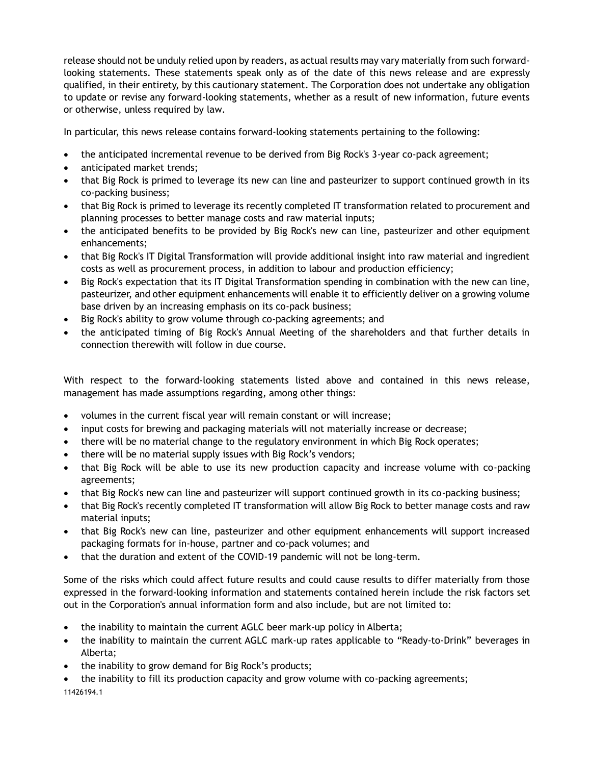release should not be unduly relied upon by readers, as actual results may vary materially from such forward-looking statements. These statements speak only as of the date of this news release and are expressly qualified, in their entirety, by this cautionary statement. The Corporation does not undertake any obligation to update or revise any forward-looking statements, whether as a result of new information, future events or otherwise, unless required by law.

In particular, this news release contains forward-looking statements pertaining to the following:

- the anticipated incremental revenue to be derived from Big Rock's 3-year co-pack agreement;
- anticipated market trends;
- that Big Rock is primed to leverage its new can line and pasteurizer to support continued growth in its co-packing business;
- that Big Rock is primed to leverage its recently completed IT transformation related to procurement and planning processes to better manage costs and raw material inputs;
- the anticipated benefits to be provided by Big Rock's new can line, pasteurizer and other equipment enhancements;
- that Big Rock's IT Digital Transformation will provide additional insight into raw material and ingredient costs as well as procurement process, in addition to labour and production efficiency;
- Big Rock's expectation that its IT Digital Transformation spending in combination with the new can line, pasteurizer, and other equipment enhancements will enable it to efficiently deliver on a growing volume base driven by an increasing emphasis on its co-pack business;
- Big Rock's ability to grow volume through co-packing agreements; and
- the anticipated timing of Big Rock's Annual Meeting of the shareholders and that further details in connection therewith will follow in due course.

With respect to the forward-looking statements listed above and contained in this news release, management has made assumptions regarding, among other things:

- volumes in the current fiscal year will remain constant or will increase;
- input costs for brewing and packaging materials will not materially increase or decrease;
- there will be no material change to the regulatory environment in which Big Rock operates;
- there will be no material supply issues with Big Rock's vendors;
- that Big Rock will be able to use its new production capacity and increase volume with co-packing agreements;
- that Big Rock's new can line and pasteurizer will support continued growth in its co-packing business;
- that Big Rock's recently completed IT transformation will allow Big Rock to better manage costs and raw material inputs;
- that Big Rock's new can line, pasteurizer and other equipment enhancements will support increased packaging formats for in-house, partner and co-pack volumes; and
- that the duration and extent of the COVID-19 pandemic will not be long-term.

Some of the risks which could affect future results and could cause results to differ materially from those expressed in the forward-looking information and statements contained herein include the risk factors set out in the Corporation's annual information form and also include, but are not limited to:

- the inability to maintain the current AGLC beer mark-up policy in Alberta;
- the inability to maintain the current AGLC mark-up rates applicable to "Ready-to-Drink" beverages in Alberta;
- the inability to grow demand for Big Rock's products;
- the inability to fill its production capacity and grow volume with co-packing agreements;

11426194.1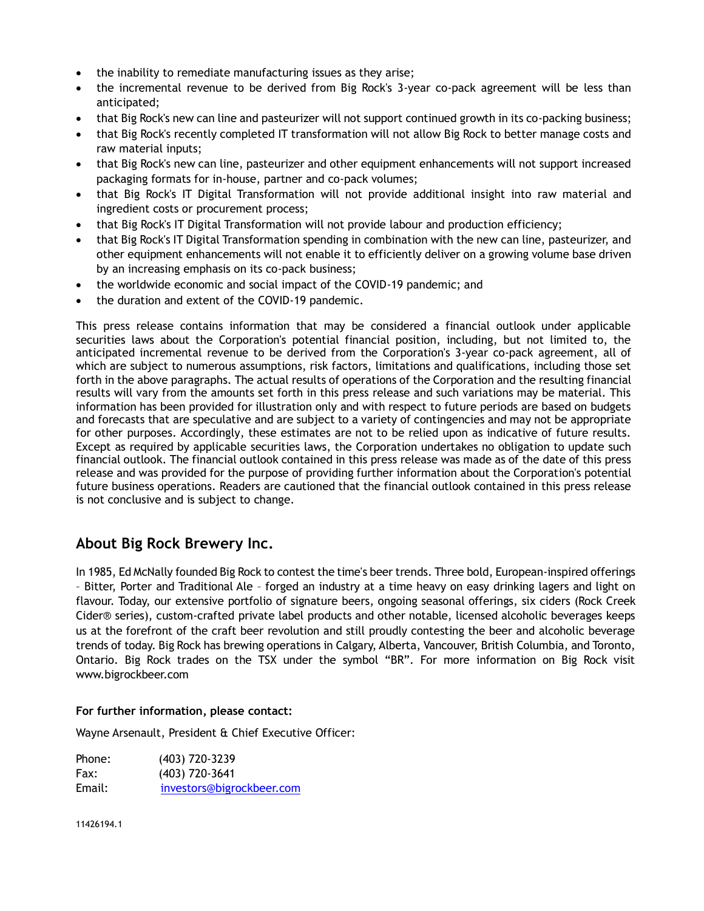- the inability to remediate manufacturing issues as they arise;
- the incremental revenue to be derived from Big Rock's 3-year co-pack agreement will be less than anticipated;
- that Big Rock's new can line and pasteurizer will not support continued growth in its co-packing business;
- that Big Rock's recently completed IT transformation will not allow Big Rock to better manage costs and raw material inputs;
- that Big Rock's new can line, pasteurizer and other equipment enhancements will not support increased packaging formats for in-house, partner and co-pack volumes;
- that Big Rock's IT Digital Transformation will not provide additional insight into raw material and ingredient costs or procurement process;
- that Big Rock's IT Digital Transformation will not provide labour and production efficiency;
- that Big Rock's IT Digital Transformation spending in combination with the new can line, pasteurizer, and other equipment enhancements will not enable it to efficiently deliver on a growing volume base driven by an increasing emphasis on its co-pack business;
- the worldwide economic and social impact of the COVID-19 pandemic; and
- the duration and extent of the COVID-19 pandemic.

This press release contains information that may be considered a financial outlook under applicable securities laws about the Corporation's potential financial position, including, but not limited to, the anticipated incremental revenue to be derived from the Corporation's 3-year co-pack agreement, all of which are subject to numerous assumptions, risk factors, limitations and qualifications, including those set forth in the above paragraphs. The actual results of operations of the Corporation and the resulting financial results will vary from the amounts set forth in this press release and such variations may be material. This information has been provided for illustration only and with respect to future periods are based on budgets and forecasts that are speculative and are subject to a variety of contingencies and may not be appropriate for other purposes. Accordingly, these estimates are not to be relied upon as indicative of future results. Except as required by applicable securities laws, the Corporation undertakes no obligation to update such financial outlook. The financial outlook contained in this press release was made as of the date of this press release and was provided for the purpose of providing further information about the Corporation's potential future business operations. Readers are cautioned that the financial outlook contained in this press release is not conclusive and is subject to change.

## About Big Rock Brewery Inc.

In 1985, Ed McNally founded Big Rock to contest the time's beer trends. Three bold, European-inspired offerings – Bitter, Porter and Traditional Ale – forged an industry at a time heavy on easy drinking lagers and light on flavour. Today, our extensive portfolio of signature beers, ongoing seasonal offerings, six ciders (Rock Creek Cider® series), custom-crafted private label products and other notable, licensed alcoholic beverages keeps us at the forefront of the craft beer revolution and still proudly contesting the beer and alcoholic beverage trends of today. Big Rock has brewing operations in Calgary, Alberta, Vancouver, British Columbia, and Toronto, Ontario. Big Rock trades on the TSX under the symbol "BR". For more information on Big Rock visit www.bigrockbeer.com

**For further information, please contact:**

Wayne Arsenault, President & Chief Executive Officer:

Phone: (403) 720-3239
Fax: (403) 720-3641
Email: investors@bigrockbeer.com

11426194.1